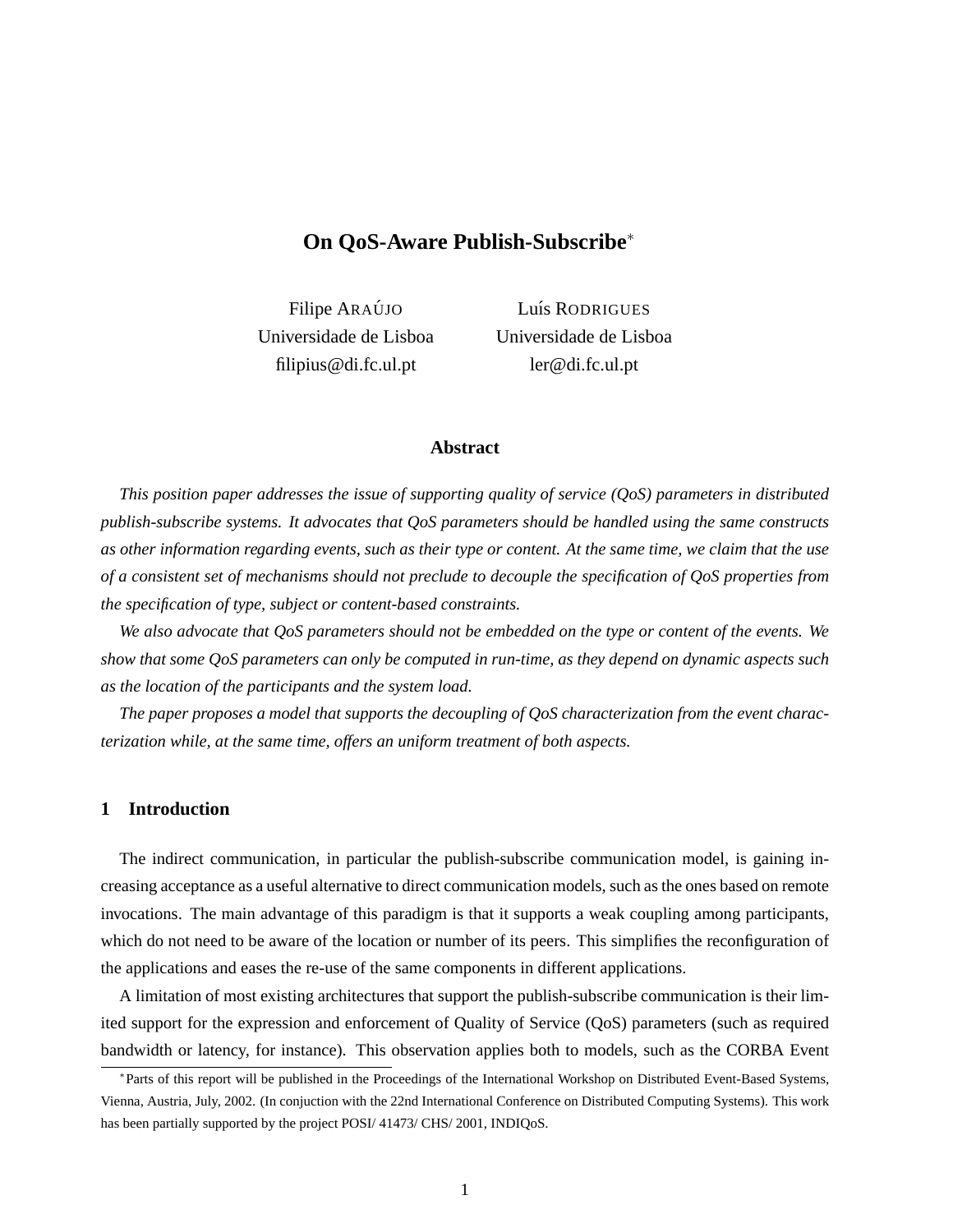# On QoS-Aware Publish-Subscribe*

Filipe ARAÚJO
Universidade de Lisboa
filipius@di.fc.ul.pt

Luís RODRIGUES
Universidade de Lisboa
ler@di.fc.ul.pt

### Abstract

*This position paper addresses the issue of supporting quality of service (QoS) parameters in distributed publish-subscribe systems. It advocates that QoS parameters should be handled using the same constructs as other information regarding events, such as their type or content. At the same time, we claim that the use of a consistent set of mechanisms should not preclude to decouple the specification of QoS properties from the specification of type, subject or content-based constraints.*

*We also advocate that QoS parameters should not be embedded on the type or content of the events. We show that some QoS parameters can only be computed in run-time, as they depend on dynamic aspects such as the location of the participants and the system load.*

*The paper proposes a model that supports the decoupling of QoS characterization from the event characterization while, at the same time, offers an uniform treatment of both aspects.*

## 1 Introduction

The indirect communication, in particular the publish-subscribe communication model, is gaining increasing acceptance as a useful alternative to direct communication models, such as the ones based on remote invocations. The main advantage of this paradigm is that it supports a weak coupling among participants, which do not need to be aware of the location or number of its peers. This simplifies the reconfiguration of the applications and eases the re-use of the same components in different applications.

A limitation of most existing architectures that support the publish-subscribe communication is their limited support for the expression and enforcement of Quality of Service (QoS) parameters (such as required bandwidth or latency, for instance). This observation applies both to models, such as the CORBA Event

*Parts of this report will be published in the Proceedings of the International Workshop on Distributed Event-Based Systems, Vienna, Austria, July, 2002. (In conjuction with the 22nd International Conference on Distributed Computing Systems). This work has been partially supported by the project POSI/ 41473/ CHS/ 2001, INDIQoS.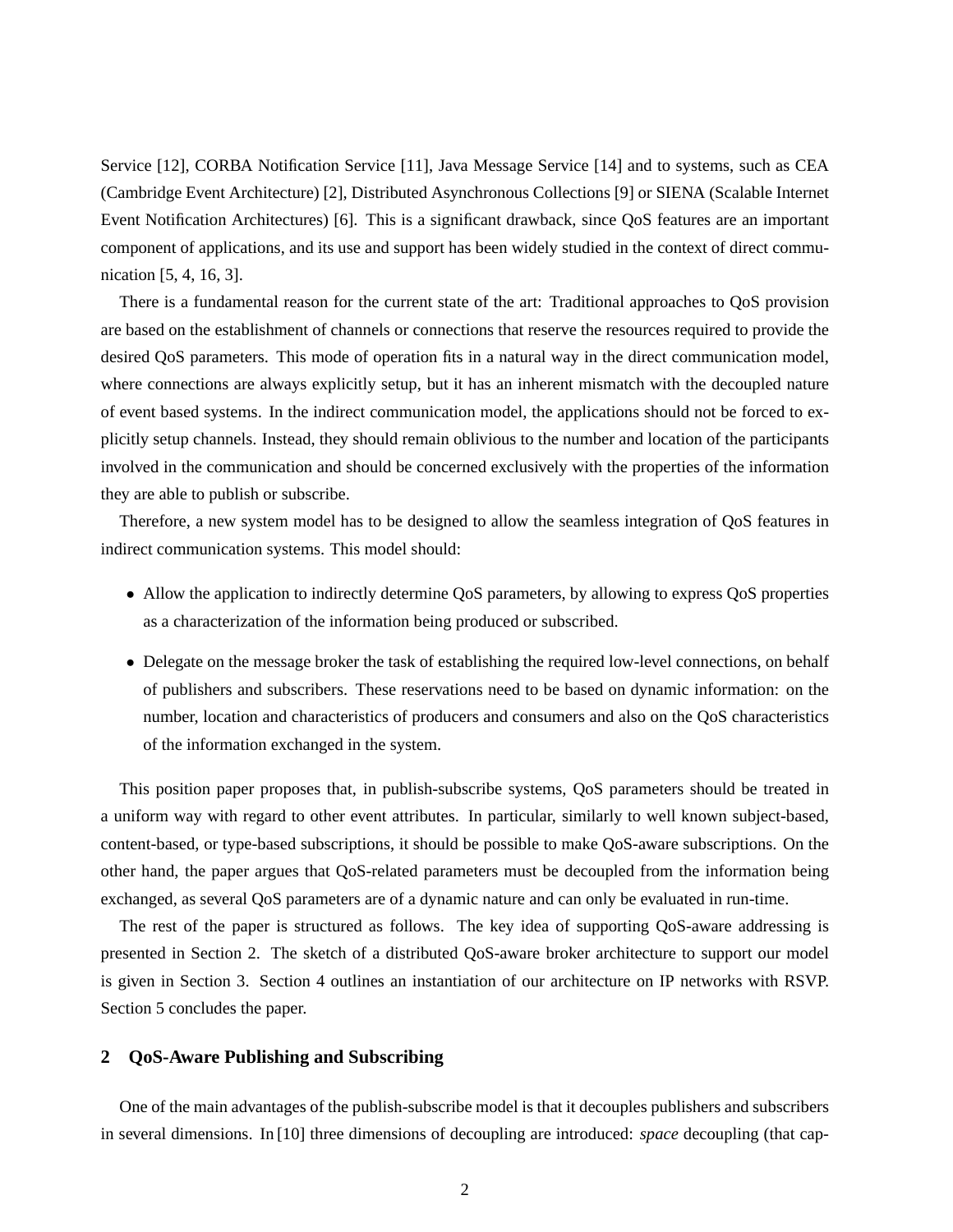Service [12], CORBA Notification Service [11], Java Message Service [14] and to systems, such as CEA (Cambridge Event Architecture) [2], Distributed Asynchronous Collections [9] or SIENA (Scalable Internet Event Notification Architectures) [6]. This is a significant drawback, since QoS features are an important component of applications, and its use and support has been widely studied in the context of direct communication [5, 4, 16, 3].

There is a fundamental reason for the current state of the art: Traditional approaches to QoS provision are based on the establishment of channels or connections that reserve the resources required to provide the desired QoS parameters. This mode of operation fits in a natural way in the direct communication model, where connections are always explicitly setup, but it has an inherent mismatch with the decoupled nature of event based systems. In the indirect communication model, the applications should not be forced to explicitly setup channels. Instead, they should remain oblivious to the number and location of the participants involved in the communication and should be concerned exclusively with the properties of the information they are able to publish or subscribe.

Therefore, a new system model has to be designed to allow the seamless integration of QoS features in indirect communication systems. This model should:

- Allow the application to indirectly determine QoS parameters, by allowing to express QoS properties as a characterization of the information being produced or subscribed.
- Delegate on the message broker the task of establishing the required low-level connections, on behalf of publishers and subscribers. These reservations need to be based on dynamic information: on the number, location and characteristics of producers and consumers and also on the QoS characteristics of the information exchanged in the system.

This position paper proposes that, in publish-subscribe systems, QoS parameters should be treated in a uniform way with regard to other event attributes. In particular, similarly to well known subject-based, content-based, or type-based subscriptions, it should be possible to make QoS-aware subscriptions. On the other hand, the paper argues that QoS-related parameters must be decoupled from the information being exchanged, as several QoS parameters are of a dynamic nature and can only be evaluated in run-time.

The rest of the paper is structured as follows. The key idea of supporting QoS-aware addressing is presented in Section 2. The sketch of a distributed QoS-aware broker architecture to support our model is given in Section 3. Section 4 outlines an instantiation of our architecture on IP networks with RSVP. Section 5 concludes the paper.

## 2 QoS-Aware Publishing and Subscribing

One of the main advantages of the publish-subscribe model is that it decouples publishers and subscribers in several dimensions. In [10] three dimensions of decoupling are introduced: *space* decoupling (that cap-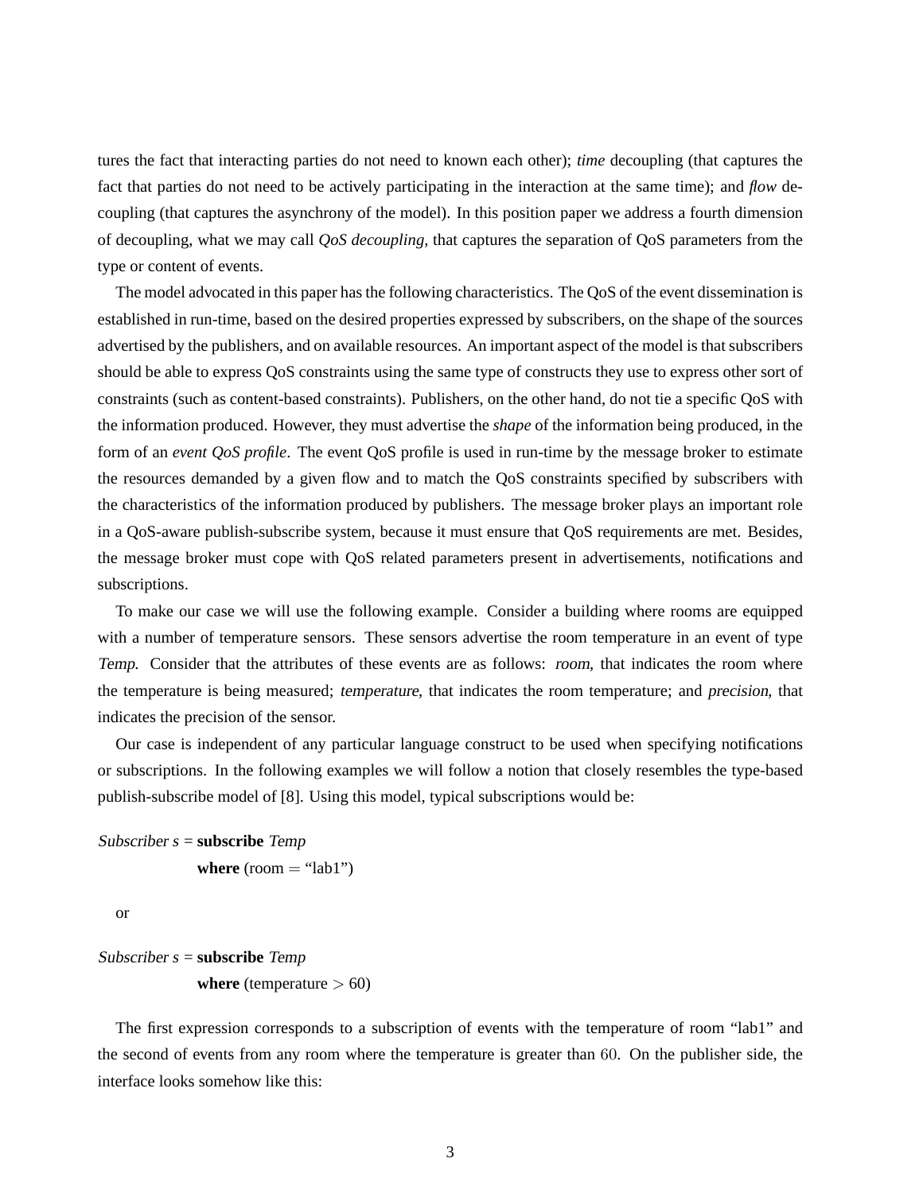tures the fact that interacting parties do not need to known each other); *time* decoupling (that captures the fact that parties do not need to be actively participating in the interaction at the same time); and *flow* decoupling (that captures the asynchrony of the model). In this position paper we address a fourth dimension of decoupling, what we may call *QoS decoupling*, that captures the separation of QoS parameters from the type or content of events.

The model advocated in this paper has the following characteristics. The QoS of the event dissemination is established in run-time, based on the desired properties expressed by subscribers, on the shape of the sources advertised by the publishers, and on available resources. An important aspect of the model is that subscribers should be able to express QoS constraints using the same type of constructs they use to express other sort of constraints (such as content-based constraints). Publishers, on the other hand, do not tie a specific QoS with the information produced. However, they must advertise the *shape* of the information being produced, in the form of an *event QoS profile*. The event QoS profile is used in run-time by the message broker to estimate the resources demanded by a given flow and to match the QoS constraints specified by subscribers with the characteristics of the information produced by publishers. The message broker plays an important role in a QoS-aware publish-subscribe system, because it must ensure that QoS requirements are met. Besides, the message broker must cope with QoS related parameters present in advertisements, notifications and subscriptions.

To make our case we will use the following example. Consider a building where rooms are equipped with a number of temperature sensors. These sensors advertise the room temperature in an event of type *Temp*. Consider that the attributes of these events are as follows: *room*, that indicates the room where the temperature is being measured; *temperature*, that indicates the room temperature; and *precision*, that indicates the precision of the sensor.

Our case is independent of any particular language construct to be used when specifying notifications or subscriptions. In the following examples we will follow a notion that closely resembles the type-based publish-subscribe model of [8]. Using this model, typical subscriptions would be:

*Subscriber s* = **subscribe** *Temp*
    **where** (room = "lab1")

or

*Subscriber s* = **subscribe** *Temp*
    **where** (temperature $>$ 60)

The first expression corresponds to a subscription of events with the temperature of room "lab1" and the second of events from any room where the temperature is greater than $60$. On the publisher side, the interface looks somehow like this: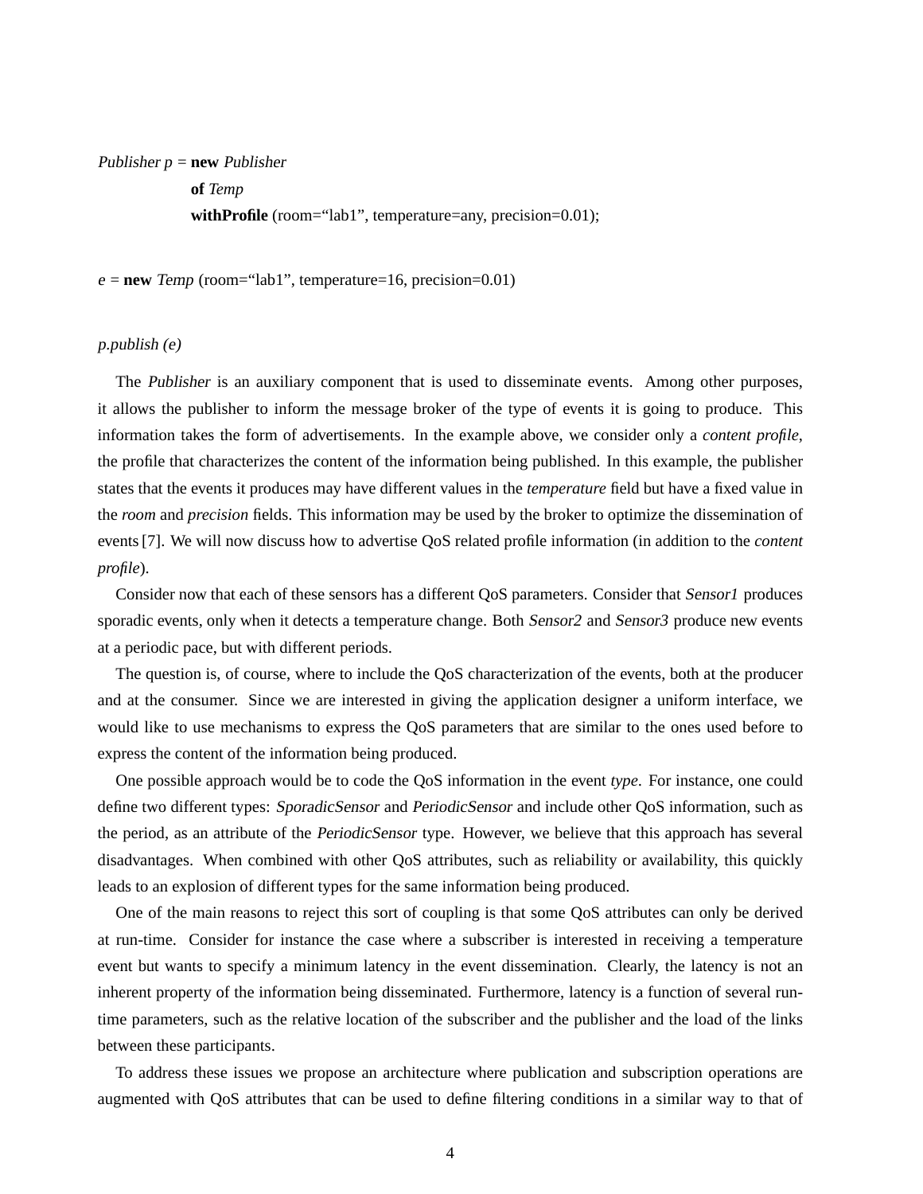*Publisher p* = **new** *Publisher*
  **of** *Temp*
  **withProfile** (room=“lab1”, temperature=any, precision=0.01);

*e* = **new** *Temp* (room=“lab1”, temperature=16, precision=0.01)

*p.publish (e)*

The *Publisher* is an auxiliary component that is used to disseminate events. Among other purposes, it allows the publisher to inform the message broker of the type of events it is going to produce. This information takes the form of advertisements. In the example above, we consider only a *content profile*, the profile that characterizes the content of the information being published. In this example, the publisher states that the events it produces may have different values in the *temperature* field but have a fixed value in the *room* and *precision* fields. This information may be used by the broker to optimize the dissemination of events [7]. We will now discuss how to advertise QoS related profile information (in addition to the *content profile*).

Consider now that each of these sensors has a different QoS parameters. Consider that *Sensor1* produces sporadic events, only when it detects a temperature change. Both *Sensor2* and *Sensor3* produce new events at a periodic pace, but with different periods.

The question is, of course, where to include the QoS characterization of the events, both at the producer and at the consumer. Since we are interested in giving the application designer a uniform interface, we would like to use mechanisms to express the QoS parameters that are similar to the ones used before to express the content of the information being produced.

One possible approach would be to code the QoS information in the event *type*. For instance, one could define two different types: *SporadicSensor* and *PeriodicSensor* and include other QoS information, such as the period, as an attribute of the *PeriodicSensor* type. However, we believe that this approach has several disadvantages. When combined with other QoS attributes, such as reliability or availability, this quickly leads to an explosion of different types for the same information being produced.

One of the main reasons to reject this sort of coupling is that some QoS attributes can only be derived at run-time. Consider for instance the case where a subscriber is interested in receiving a temperature event but wants to specify a minimum latency in the event dissemination. Clearly, the latency is not an inherent property of the information being disseminated. Furthermore, latency is a function of several run-time parameters, such as the relative location of the subscriber and the publisher and the load of the links between these participants.

To address these issues we propose an architecture where publication and subscription operations are augmented with QoS attributes that can be used to define filtering conditions in a similar way to that of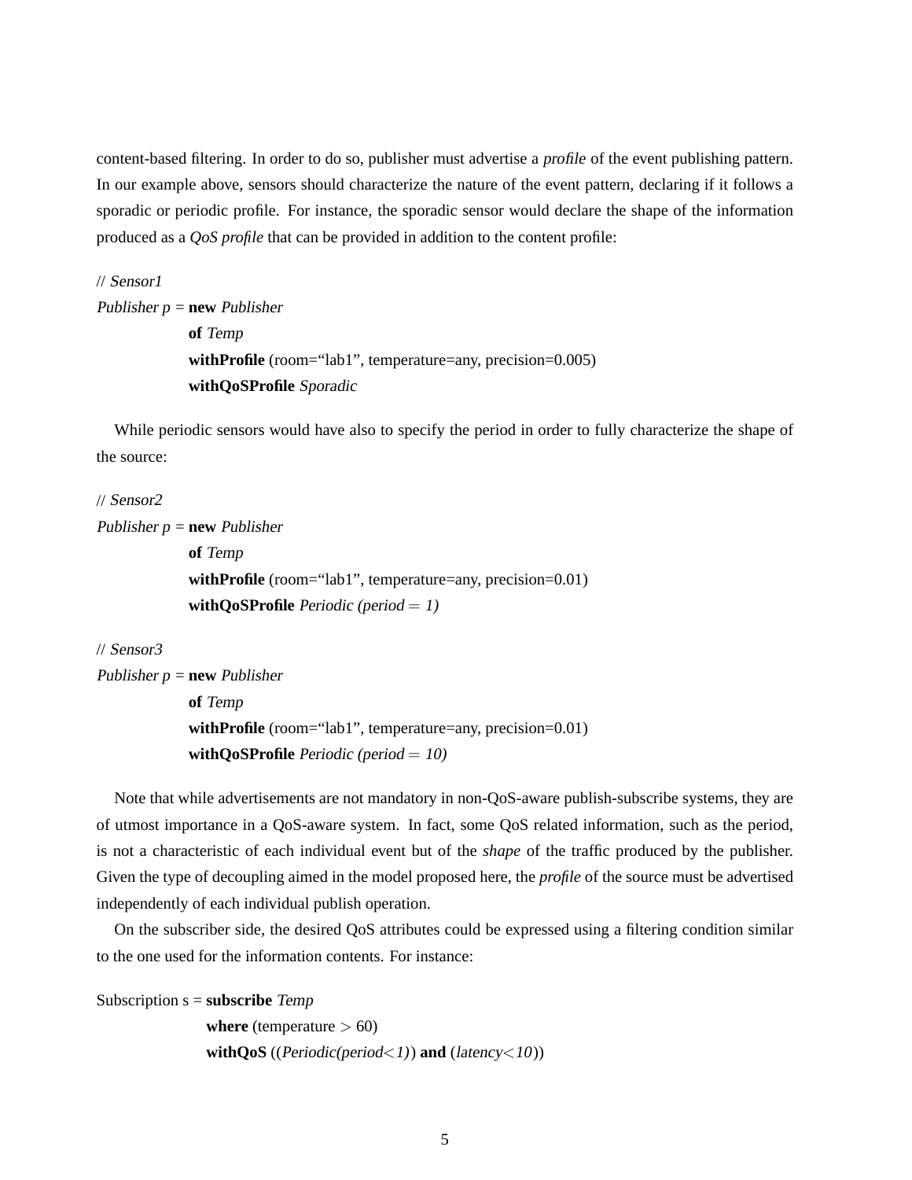content-based filtering. In order to do so, publisher must advertise a *profile* of the event publishing pattern. In our example above, sensors should characterize the nature of the event pattern, declaring if it follows a sporadic or periodic profile. For instance, the sporadic sensor would declare the shape of the information produced as a *QoS profile* that can be provided in addition to the content profile:

```
// Sensor1
Publisher p = new Publisher
        of Temp
        withProfile (room="lab1", temperature=any, precision=0.005)
        withQoSProfile Sporadic
```

While periodic sensors would have also to specify the period in order to fully characterize the shape of the source:

```
// Sensor2
Publisher p = new Publisher
        of Temp
        withProfile (room="lab1", temperature=any, precision=0.01)
        withQoSProfile Periodic (period = 1)
```

```
// Sensor3
Publisher p = new Publisher
        of Temp
        withProfile (room="lab1", temperature=any, precision=0.01)
        withQoSProfile Periodic (period = 10)
```

Note that while advertisements are not mandatory in non-QoS-aware publish-subscribe systems, they are of utmost importance in a QoS-aware system. In fact, some QoS related information, such as the period, is not a characteristic of each individual event but of the *shape* of the traffic produced by the publisher. Given the type of decoupling aimed in the model proposed here, the *profile* of the source must be advertised independently of each individual publish operation.

On the subscriber side, the desired QoS attributes could be expressed using a filtering condition similar to the one used for the information contents. For instance:

```
Subscription s = subscribe Temp
        where (temperature > 60)
        withQoS ((Periodic(period<1)) and (latency<10))
```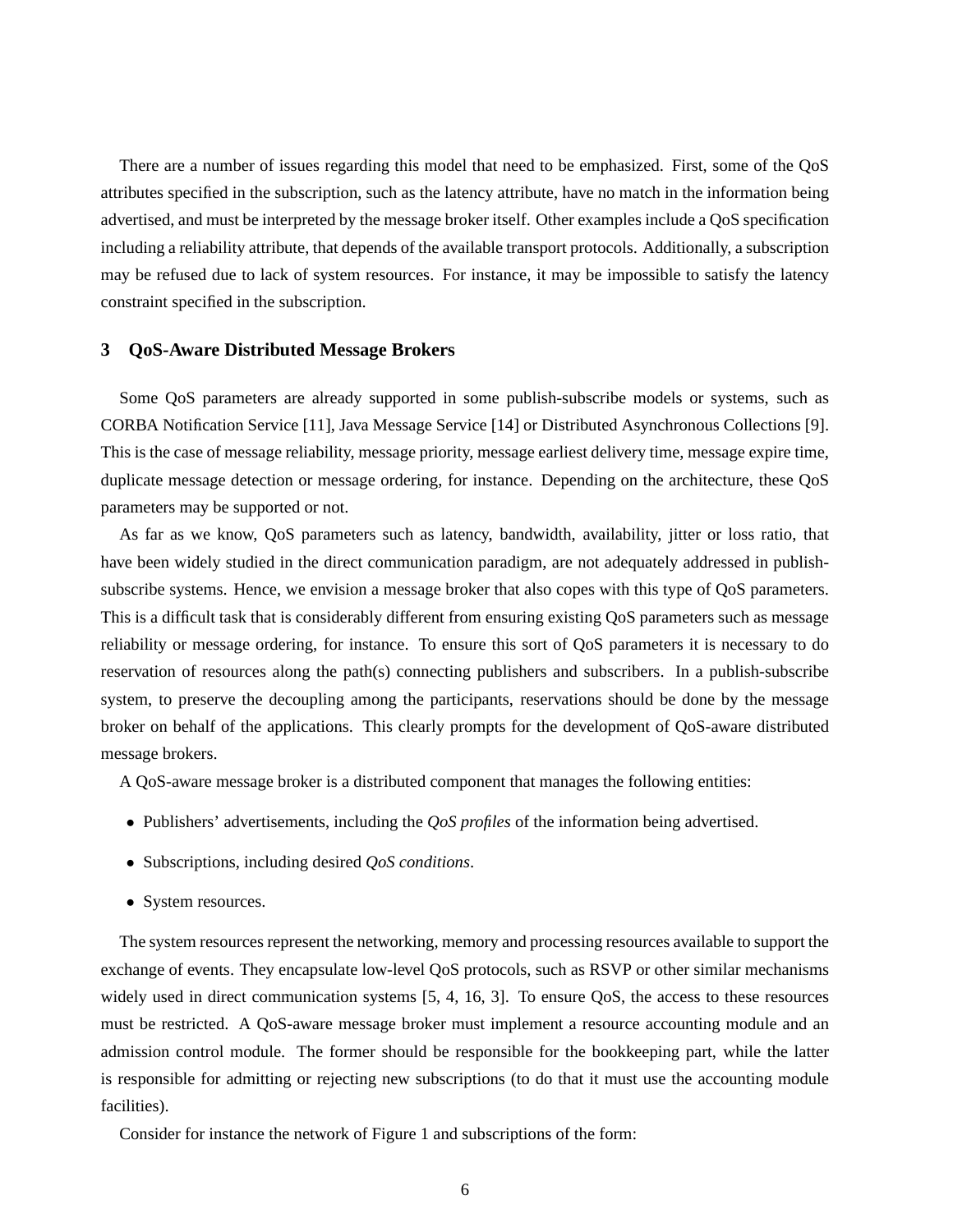There are a number of issues regarding this model that need to be emphasized. First, some of the QoS attributes specified in the subscription, such as the latency attribute, have no match in the information being advertised, and must be interpreted by the message broker itself. Other examples include a QoS specification including a reliability attribute, that depends of the available transport protocols. Additionally, a subscription may be refused due to lack of system resources. For instance, it may be impossible to satisfy the latency constraint specified in the subscription.

## 3 QoS-Aware Distributed Message Brokers

Some QoS parameters are already supported in some publish-subscribe models or systems, such as CORBA Notification Service [11], Java Message Service [14] or Distributed Asynchronous Collections [9]. This is the case of message reliability, message priority, message earliest delivery time, message expire time, duplicate message detection or message ordering, for instance. Depending on the architecture, these QoS parameters may be supported or not.

As far as we know, QoS parameters such as latency, bandwidth, availability, jitter or loss ratio, that have been widely studied in the direct communication paradigm, are not adequately addressed in publish-subscribe systems. Hence, we envision a message broker that also copes with this type of QoS parameters. This is a difficult task that is considerably different from ensuring existing QoS parameters such as message reliability or message ordering, for instance. To ensure this sort of QoS parameters it is necessary to do reservation of resources along the path(s) connecting publishers and subscribers. In a publish-subscribe system, to preserve the decoupling among the participants, reservations should be done by the message broker on behalf of the applications. This clearly prompts for the development of QoS-aware distributed message brokers.

A QoS-aware message broker is a distributed component that manages the following entities:

- Publishers' advertisements, including the *QoS profiles* of the information being advertised.
- Subscriptions, including desired *QoS conditions*.
- System resources.

The system resources represent the networking, memory and processing resources available to support the exchange of events. They encapsulate low-level QoS protocols, such as RSVP or other similar mechanisms widely used in direct communication systems [5, 4, 16, 3]. To ensure QoS, the access to these resources must be restricted. A QoS-aware message broker must implement a resource accounting module and an admission control module. The former should be responsible for the bookkeeping part, while the latter is responsible for admitting or rejecting new subscriptions (to do that it must use the accounting module facilities).

Consider for instance the network of Figure 1 and subscriptions of the form: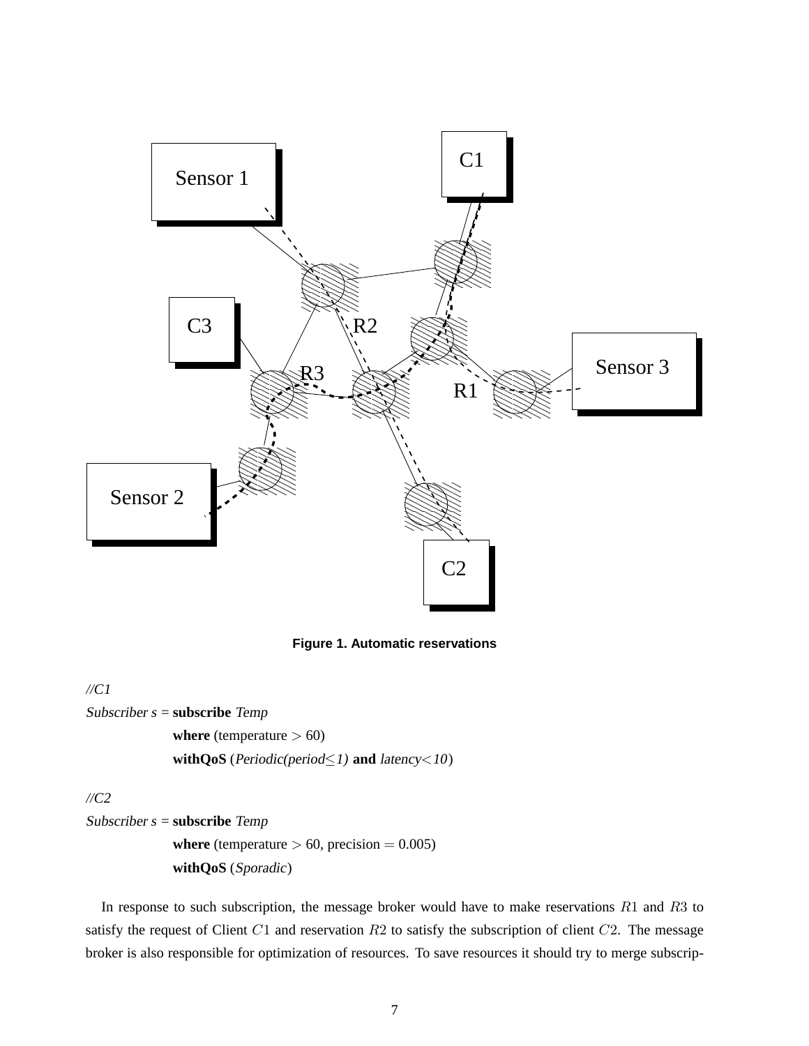Figure 1. Automatic reservations

*//C1*

*Subscriber s* = **subscribe** *Temp*

**where** (temperature $> 60$)

**withQoS** (*Periodic(period*$\leq$*1)* **and** *latency*$<$*10*)

*//C2*

*Subscriber s* = **subscribe** *Temp*

**where** (temperature $> 60$, precision $= 0.005$)

**withQoS** (*Sporadic*)

In response to such subscription, the message broker would have to make reservations $R1$ and $R3$ to satisfy the request of Client $C1$ and reservation $R2$ to satisfy the subscription of client $C2$. The message broker is also responsible for optimization of resources. To save resources it should try to merge subscrip-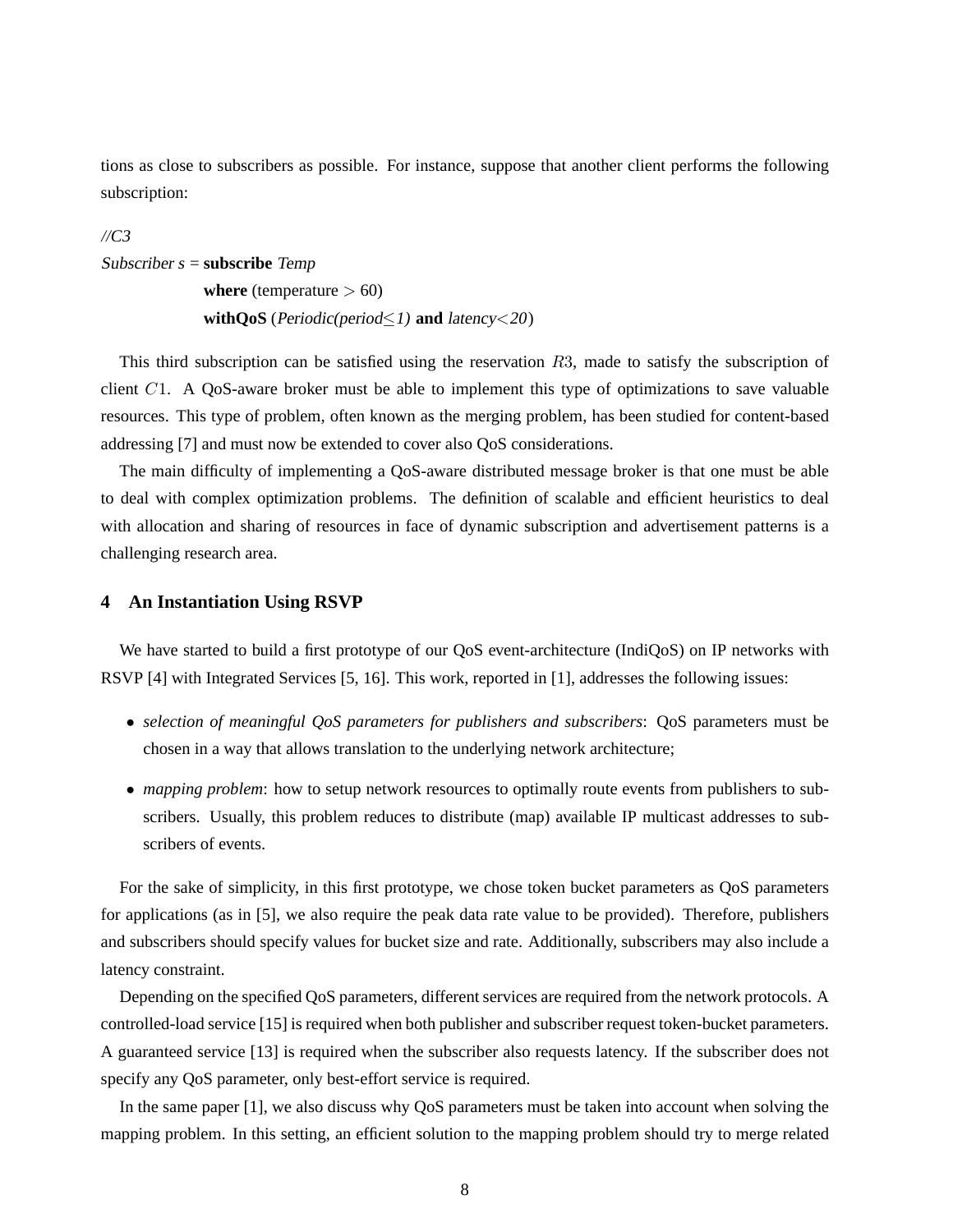tions as close to subscribers as possible. For instance, suppose that another client performs the following subscription:

```
//C3
Subscriber s = subscribe Temp
              where (temperature > 60)
              withQoS (Periodic(period≤1) and latency<20)
```

This third subscription can be satisfied using the reservation $R3$, made to satisfy the subscription of client $C1$. A QoS-aware broker must be able to implement this type of optimizations to save valuable resources. This type of problem, often known as the merging problem, has been studied for content-based addressing [7] and must now be extended to cover also QoS considerations.

The main difficulty of implementing a QoS-aware distributed message broker is that one must be able to deal with complex optimization problems. The definition of scalable and efficient heuristics to deal with allocation and sharing of resources in face of dynamic subscription and advertisement patterns is a challenging research area.

## 4 An Instantiation Using RSVP

We have started to build a first prototype of our QoS event-architecture (IndiQoS) on IP networks with RSVP [4] with Integrated Services [5, 16]. This work, reported in [1], addresses the following issues:

- *selection of meaningful QoS parameters for publishers and subscribers*: QoS parameters must be chosen in a way that allows translation to the underlying network architecture;
- *mapping problem*: how to setup network resources to optimally route events from publishers to subscribers. Usually, this problem reduces to distribute (map) available IP multicast addresses to subscribers of events.

For the sake of simplicity, in this first prototype, we chose token bucket parameters as QoS parameters for applications (as in [5], we also require the peak data rate value to be provided). Therefore, publishers and subscribers should specify values for bucket size and rate. Additionally, subscribers may also include a latency constraint.

Depending on the specified QoS parameters, different services are required from the network protocols. A controlled-load service [15] is required when both publisher and subscriber request token-bucket parameters. A guaranteed service [13] is required when the subscriber also requests latency. If the subscriber does not specify any QoS parameter, only best-effort service is required.

In the same paper [1], we also discuss why QoS parameters must be taken into account when solving the mapping problem. In this setting, an efficient solution to the mapping problem should try to merge related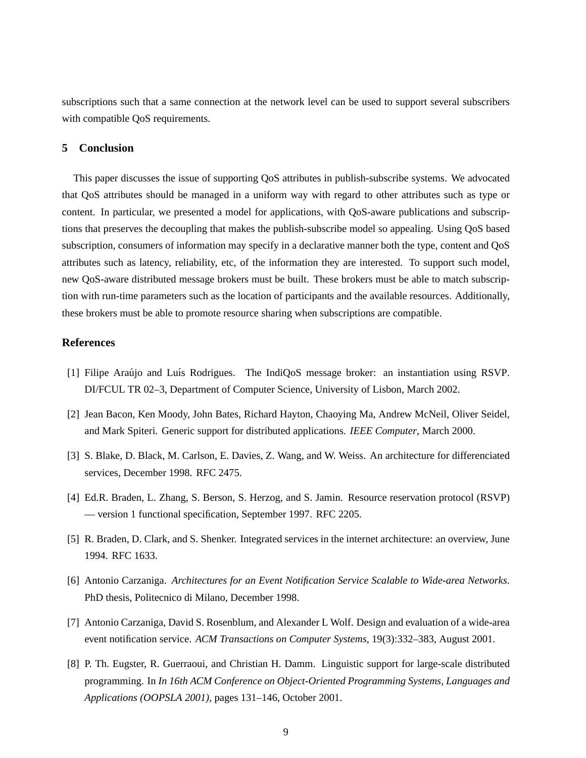subscriptions such that a same connection at the network level can be used to support several subscribers with compatible QoS requirements.

## 5 Conclusion

This paper discusses the issue of supporting QoS attributes in publish-subscribe systems. We advocated that QoS attributes should be managed in a uniform way with regard to other attributes such as type or content. In particular, we presented a model for applications, with QoS-aware publications and subscriptions that preserves the decoupling that makes the publish-subscribe model so appealing. Using QoS based subscription, consumers of information may specify in a declarative manner both the type, content and QoS attributes such as latency, reliability, etc, of the information they are interested. To support such model, new QoS-aware distributed message brokers must be built. These brokers must be able to match subscription with run-time parameters such as the location of participants and the available resources. Additionally, these brokers must be able to promote resource sharing when subscriptions are compatible.

## References

[1] Filipe Araújo and Luís Rodrigues. The IndiQoS message broker: an instantiation using RSVP. DI/FCUL TR 02–3, Department of Computer Science, University of Lisbon, March 2002.

[2] Jean Bacon, Ken Moody, John Bates, Richard Hayton, Chaoying Ma, Andrew McNeil, Oliver Seidel, and Mark Spiteri. Generic support for distributed applications. *IEEE Computer*, March 2000.

[3] S. Blake, D. Black, M. Carlson, E. Davies, Z. Wang, and W. Weiss. An architecture for differenciated services, December 1998. RFC 2475.

[4] Ed.R. Braden, L. Zhang, S. Berson, S. Herzog, and S. Jamin. Resource reservation protocol (RSVP) — version 1 functional specification, September 1997. RFC 2205.

[5] R. Braden, D. Clark, and S. Shenker. Integrated services in the internet architecture: an overview, June 1994. RFC 1633.

[6] Antonio Carzaniga. *Architectures for an Event Notification Service Scalable to Wide-area Networks*. PhD thesis, Politecnico di Milano, December 1998.

[7] Antonio Carzaniga, David S. Rosenblum, and Alexander L Wolf. Design and evaluation of a wide-area event notification service. *ACM Transactions on Computer Systems*, 19(3):332–383, August 2001.

[8] P. Th. Eugster, R. Guerraoui, and Christian H. Damm. Linguistic support for large-scale distributed programming. In *In 16th ACM Conference on Object-Oriented Programming Systems, Languages and Applications (OOPSLA 2001)*, pages 131–146, October 2001.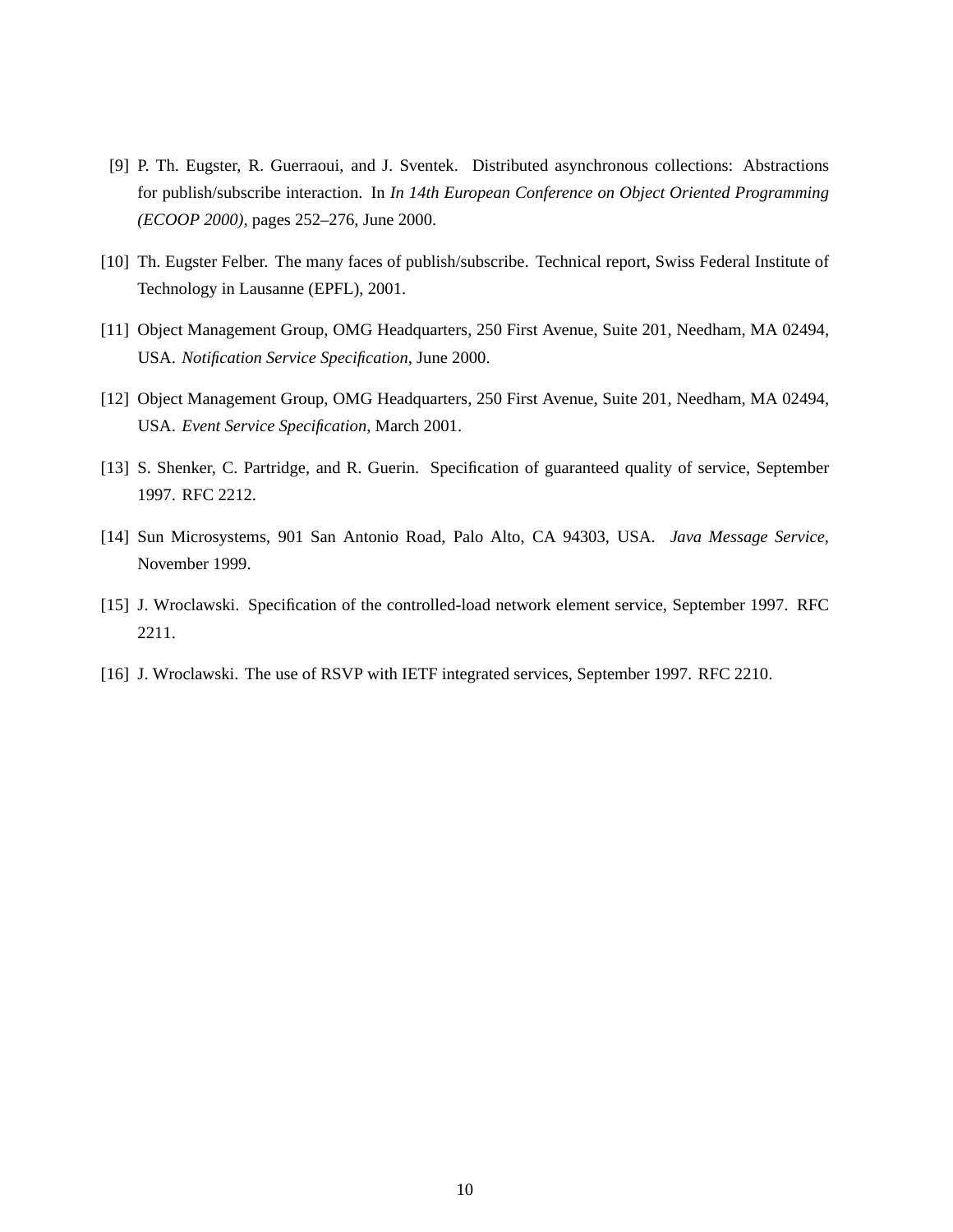[9] P. Th. Eugster, R. Guerraoui, and J. Sventek. Distributed asynchronous collections: Abstractions for publish/subscribe interaction. In *In 14th European Conference on Object Oriented Programming (ECOOP 2000)*, pages 252–276, June 2000.

[10] Th. Eugster Felber. The many faces of publish/subscribe. Technical report, Swiss Federal Institute of Technology in Lausanne (EPFL), 2001.

[11] Object Management Group, OMG Headquarters, 250 First Avenue, Suite 201, Needham, MA 02494, USA. *Notification Service Specification*, June 2000.

[12] Object Management Group, OMG Headquarters, 250 First Avenue, Suite 201, Needham, MA 02494, USA. *Event Service Specification*, March 2001.

[13] S. Shenker, C. Partridge, and R. Guerin. Specification of guaranteed quality of service, September 1997. RFC 2212.

[14] Sun Microsystems, 901 San Antonio Road, Palo Alto, CA 94303, USA. *Java Message Service*, November 1999.

[15] J. Wroclawski. Specification of the controlled-load network element service, September 1997. RFC 2211.

[16] J. Wroclawski. The use of RSVP with IETF integrated services, September 1997. RFC 2210.